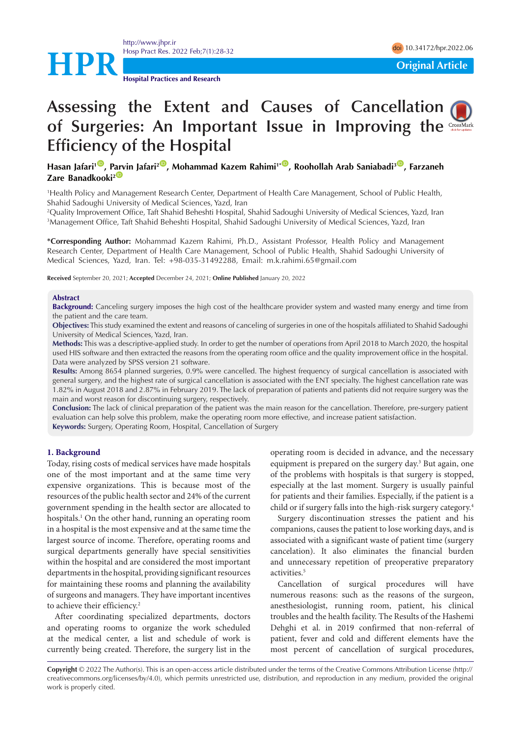Original Article

# Assessing the Extent and Causes of Cancellation of Surgeries: An Important Issue in Improving the Efficiency of the Hospital

**Hasan Jafari[1], Parvin Jafari[2], Mohammad Kazem Rahimi[1*], Roohollah Arab Saniabadi[3], Farzaneh Zare Banadkooki[2]**

[1]Health Policy and Management Research Center, Department of Health Care Management, School of Public Health, Shahid Sadoughi University of Medical Sciences, Yazd, Iran
[2]Quality Improvement Office, Taft Shahid Beheshti Hospital, Shahid Sadoughi University of Medical Sciences, Yazd, Iran
[3]Management Office, Taft Shahid Beheshti Hospital, Shahid Sadoughi University of Medical Sciences, Yazd, Iran

**\*Corresponding Author:** Mohammad Kazem Rahimi, Ph.D., Assistant Professor, Health Policy and Management Research Center, Department of Health Care Management, School of Public Health, Shahid Sadoughi University of Medical Sciences, Yazd, Iran. Tel: +98-035-31492288, Email: m.k.rahimi.65@gmail.com

**Received** September 20, 2021; **Accepted** December 24, 2021; **Online Published** January 20, 2022

## Abstract

**Background:** Canceling surgery imposes the high cost of the healthcare provider system and wasted many energy and time from the patient and the care team.

**Objectives:** This study examined the extent and reasons of canceling of surgeries in one of the hospitals affiliated to Shahid Sadoughi University of Medical Sciences, Yazd, Iran.

**Methods:** This was a descriptive-applied study. In order to get the number of operations from April 2018 to March 2020, the hospital used HIS software and then extracted the reasons from the operating room office and the quality improvement office in the hospital. Data were analyzed by SPSS version 21 software.

**Results:** Among 8654 planned surgeries, 0.9% were cancelled. The highest frequency of surgical cancellation is associated with general surgery, and the highest rate of surgical cancellation is associated with the ENT specialty. The highest cancellation rate was 1.82% in August 2018 and 2.87% in February 2019. The lack of preparation of patients and patients did not require surgery was the main and worst reason for discontinuing surgery, respectively.

**Conclusion:** The lack of clinical preparation of the patient was the main reason for the cancellation. Therefore, pre-surgery patient evaluation can help solve this problem, make the operating room more effective, and increase patient satisfaction.

**Keywords:** Surgery, Operating Room, Hospital, Cancellation of Surgery

## 1. Background

Today, rising costs of medical services have made hospitals one of the most important and at the same time very expensive organizations. This is because most of the resources of the public health sector and 24% of the current government spending in the health sector are allocated to hospitals.[1] On the other hand, running an operating room in a hospital is the most expensive and at the same time the largest source of income. Therefore, operating rooms and surgical departments generally have special sensitivities within the hospital and are considered the most important departments in the hospital, providing significant resources for maintaining these rooms and planning the availability of surgeons and managers. They have important incentives to achieve their efficiency.[2]

After coordinating specialized departments, doctors and operating rooms to organize the work scheduled at the medical center, a list and schedule of work is currently being created. Therefore, the surgery list in the operating room is decided in advance, and the necessary equipment is prepared on the surgery day.[3] But again, one of the problems with hospitals is that surgery is stopped, especially at the last moment. Surgery is usually painful for patients and their families. Especially, if the patient is a child or if surgery falls into the high-risk surgery category.[4]

Surgery discontinuation stresses the patient and his companions, causes the patient to lose working days, and is associated with a significant waste of patient time (surgery cancelation). It also eliminates the financial burden and unnecessary repetition of preoperative preparatory activities.[5]

Cancellation of surgical procedures will have numerous reasons: such as the reasons of the surgeon, anesthesiologist, running room, patient, his clinical troubles and the health facility. The Results of the Hashemi Dehghi et al. in 2019 confirmed that non-referral of patient, fever and cold and different elements have the most percent of cancellation of surgical procedures,

**Copyright** © 2022 The Author(s). This is an open-access article distributed under the terms of the Creative Commons Attribution License (http://creativecommons.org/licenses/by/4.0), which permits unrestricted use, distribution, and reproduction in any medium, provided the original work is properly cited.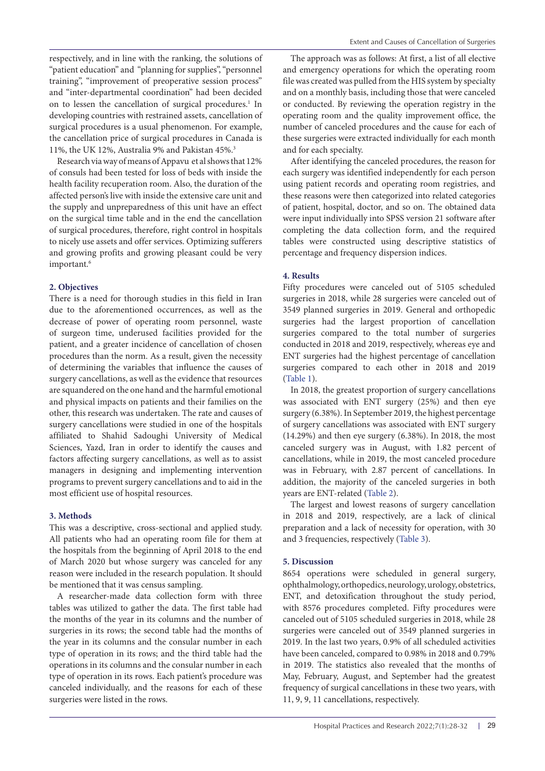respectively, and in line with the ranking, the solutions of "patient education" and "planning for supplies", "personnel training", "improvement of preoperative session process" and "inter-departmental coordination" had been decided on to lessen the cancellation of surgical procedures.[1] In developing countries with restrained assets, cancellation of surgical procedures is a usual phenomenon. For example, the cancellation price of surgical procedures in Canada is 11%, the UK 12%, Australia 9% and Pakistan 45%.[3]

Research via way of means of Appavu et al shows that 12% of consuls had been tested for loss of beds with inside the health facility recuperation room. Also, the duration of the affected person's live with inside the extensive care unit and the supply and unpreparedness of this unit have an effect on the surgical time table and in the end the cancellation of surgical procedures, therefore, right control in hospitals to nicely use assets and offer services. Optimizing sufferers and growing profits and growing pleasant could be very important.[6]

## 2. Objectives

There is a need for thorough studies in this field in Iran due to the aforementioned occurrences, as well as the decrease of power of operating room personnel, waste of surgeon time, underused facilities provided for the patient, and a greater incidence of cancellation of chosen procedures than the norm. As a result, given the necessity of determining the variables that influence the causes of surgery cancellations, as well as the evidence that resources are squandered on the one hand and the harmful emotional and physical impacts on patients and their families on the other, this research was undertaken. The rate and causes of surgery cancellations were studied in one of the hospitals affiliated to Shahid Sadoughi University of Medical Sciences, Yazd, Iran in order to identify the causes and factors affecting surgery cancellations, as well as to assist managers in designing and implementing intervention programs to prevent surgery cancellations and to aid in the most efficient use of hospital resources.

## 3. Methods

This was a descriptive, cross-sectional and applied study. All patients who had an operating room file for them at the hospitals from the beginning of April 2018 to the end of March 2020 but whose surgery was canceled for any reason were included in the research population. It should be mentioned that it was census sampling.

A researcher-made data collection form with three tables was utilized to gather the data. The first table had the months of the year in its columns and the number of surgeries in its rows; the second table had the months of the year in its columns and the consular number in each type of operation in its rows; and the third table had the operations in its columns and the consular number in each type of operation in its rows. Each patient's procedure was canceled individually, and the reasons for each of these surgeries were listed in the rows.

The approach was as follows: At first, a list of all elective and emergency operations for which the operating room file was created was pulled from the HIS system by specialty and on a monthly basis, including those that were canceled or conducted. By reviewing the operation registry in the operating room and the quality improvement office, the number of canceled procedures and the cause for each of these surgeries were extracted individually for each month and for each specialty.

After identifying the canceled procedures, the reason for each surgery was identified independently for each person using patient records and operating room registries, and these reasons were then categorized into related categories of patient, hospital, doctor, and so on. The obtained data were input individually into SPSS version 21 software after completing the data collection form, and the required tables were constructed using descriptive statistics of percentage and frequency dispersion indices.

## 4. Results

Fifty procedures were canceled out of 5105 scheduled surgeries in 2018, while 28 surgeries were canceled out of 3549 planned surgeries in 2019. General and orthopedic surgeries had the largest proportion of cancellation surgeries compared to the total number of surgeries conducted in 2018 and 2019, respectively, whereas eye and ENT surgeries had the highest percentage of cancellation surgeries compared to each other in 2018 and 2019 (Table 1).

In 2018, the greatest proportion of surgery cancellations was associated with ENT surgery (25%) and then eye surgery (6.38%). In September 2019, the highest percentage of surgery cancellations was associated with ENT surgery (14.29%) and then eye surgery (6.38%). In 2018, the most canceled surgery was in August, with 1.82 percent of cancellations, while in 2019, the most canceled procedure was in February, with 2.87 percent of cancellations. In addition, the majority of the canceled surgeries in both years are ENT-related (Table 2).

The largest and lowest reasons of surgery cancellation in 2018 and 2019, respectively, are a lack of clinical preparation and a lack of necessity for operation, with 30 and 3 frequencies, respectively (Table 3).

## 5. Discussion

8654 operations were scheduled in general surgery, ophthalmology, orthopedics, neurology, urology, obstetrics, ENT, and detoxification throughout the study period, with 8576 procedures completed. Fifty procedures were canceled out of 5105 scheduled surgeries in 2018, while 28 surgeries were canceled out of 3549 planned surgeries in 2019. In the last two years, 0.9% of all scheduled activities have been canceled, compared to 0.98% in 2018 and 0.79% in 2019. The statistics also revealed that the months of May, February, August, and September had the greatest frequency of surgical cancellations in these two years, with 11, 9, 9, 11 cancellations, respectively.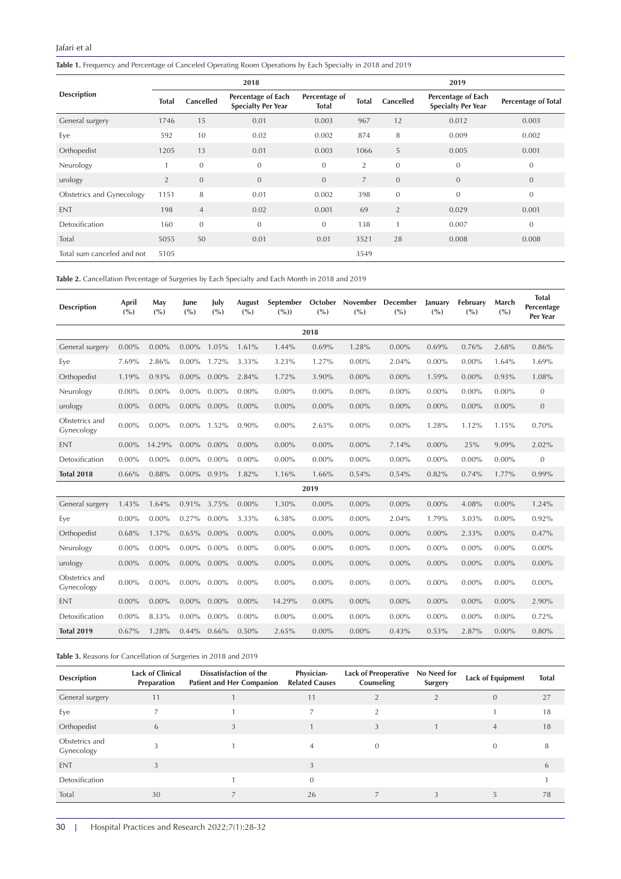**Table 1.** Frequency and Percentage of Canceled Operating Room Operations by Each Specialty in 2018 and 2019

| Description | 2018 | | | | 2019 | | | |
|---|---|---|---|---|---|---|---|---|
| | Total | Cancelled | Percentage of Each Specialty Per Year | Percentage of Total | Total | Cancelled | Percentage of Each Specialty Per Year | Percentage of Total |
| General surgery | 1746 | 15 | 0.01 | 0.003 | 967 | 12 | 0.012 | 0.003 |
| Eye | 592 | 10 | 0.02 | 0.002 | 874 | 8 | 0.009 | 0.002 |
| Orthopedist | 1205 | 13 | 0.01 | 0.003 | 1066 | 5 | 0.005 | 0.001 |
| Neurology | 1 | 0 | 0 | 0 | 2 | 0 | 0 | 0 |
| urology | 2 | 0 | 0 | 0 | 7 | 0 | 0 | 0 |
| Obstetrics and Gynecology | 1151 | 8 | 0.01 | 0.002 | 398 | 0 | 0 | 0 |
| ENT | 198 | 4 | 0.02 | 0.001 | 69 | 2 | 0.029 | 0.001 |
| Detoxification | 160 | 0 | 0 | 0 | 138 | 1 | 0.007 | 0 |
| Total | 5055 | 50 | 0.01 | 0.01 | 3521 | 28 | 0.008 | 0.008 |
| Total sum canceled and not | 5105 | | | | 3549 | | | |

**Table 2.** Cancellation Percentage of Surgeries by Each Specialty and Each Month in 2018 and 2019

| Description | April (%) | May (%) | June (%) | July (%) | August (%) | September (%)) | October (%) | November (%) | December (%) | January (%) | February (%) | March (%) | Total Percentage Per Year |
|---|---|---|---|---|---|---|---|---|---|---|---|---|---|
| | | | | | | | **2018** | | | | | | |
| General surgery | 0.00% | 0.00% | 0.00% | 1.05% | 1.61% | 1.44% | 0.69% | 1.28% | 0.00% | 0.69% | 0.76% | 2.68% | 0.86% |
| Eye | 7.69% | 2.86% | 0.00% | 1.72% | 3.33% | 3.23% | 1.27% | 0.00% | 2.04% | 0.00% | 0.00% | 1.64% | 1.69% |
| Orthopedist | 1.19% | 0.93% | 0.00% | 0.00% | 2.84% | 1.72% | 3.90% | 0.00% | 0.00% | 1.59% | 0.00% | 0.93% | 1.08% |
| Neurology | 0.00% | 0.00% | 0.00% | 0.00% | 0.00% | 0.00% | 0.00% | 0.00% | 0.00% | 0.00% | 0.00% | 0.00% | 0 |
| urology | 0.00% | 0.00% | 0.00% | 0.00% | 0.00% | 0.00% | 0.00% | 0.00% | 0.00% | 0.00% | 0.00% | 0.00% | 0 |
| Obstetrics and Gynecology | 0.00% | 0.00% | 0.00% | 1.52% | 0.90% | 0.00% | 2.63% | 0.00% | 0.00% | 1.28% | 1.12% | 1.15% | 0.70% |
| ENT | 0.00% | 14.29% | 0.00% | 0.00% | 0.00% | 0.00% | 0.00% | 0.00% | 7.14% | 0.00% | 25% | 9.09% | 2.02% |
| Detoxification | 0.00% | 0.00% | 0.00% | 0.00% | 0.00% | 0.00% | 0.00% | 0.00% | 0.00% | 0.00% | 0.00% | 0.00% | 0 |
| **Total 2018** | 0.66% | 0.88% | 0.00% | 0.93% | 1.82% | 1.16% | 1.66% | 0.54% | 0.54% | 0.82% | 0.74% | 1.77% | 0.99% |
| | | | | | | | **2019** | | | | | | |
| General surgery | 1.43% | 1.64% | 0.91% | 3.75% | 0.00% | 1.30% | 0.00% | 0.00% | 0.00% | 0.00% | 4.08% | 0.00% | 1.24% |
| Eye | 0.00% | 0.00% | 0.27% | 0.00% | 3.33% | 6.38% | 0.00% | 0.00% | 2.04% | 1.79% | 3.03% | 0.00% | 0.92% |
| Orthopedist | 0.68% | 1.37% | 0.65% | 0.00% | 0.00% | 0.00% | 0.00% | 0.00% | 0.00% | 0.00% | 2.33% | 0.00% | 0.47% |
| Neurology | 0.00% | 0.00% | 0.00% | 0.00% | 0.00% | 0.00% | 0.00% | 0.00% | 0.00% | 0.00% | 0.00% | 0.00% | 0.00% |
| urology | 0.00% | 0.00% | 0.00% | 0.00% | 0.00% | 0.00% | 0.00% | 0.00% | 0.00% | 0.00% | 0.00% | 0.00% | 0.00% |
| Obstetrics and Gynecology | 0.00% | 0.00% | 0.00% | 0.00% | 0.00% | 0.00% | 0.00% | 0.00% | 0.00% | 0.00% | 0.00% | 0.00% | 0.00% |
| ENT | 0.00% | 0.00% | 0.00% | 0.00% | 0.00% | 14.29% | 0.00% | 0.00% | 0.00% | 0.00% | 0.00% | 0.00% | 2.90% |
| Detoxification | 0.00% | 8.33% | 0.00% | 0.00% | 0.00% | 0.00% | 0.00% | 0.00% | 0.00% | 0.00% | 0.00% | 0.00% | 0.72% |
| **Total 2019** | 0.67% | 1.28% | 0.44% | 0.66% | 0.50% | 2.65% | 0.00% | 0.00% | 0.43% | 0.53% | 2.87% | 0.00% | 0.80% |

**Table 3.** Reasons for Cancellation of Surgeries in 2018 and 2019

| Description | Lack of Clinical Preparation | Dissatisfaction of the Patient and Her Companion | Physician-Related Causes | Lack of Preoperative Counseling | No Need for Surgery | Lack of Equipment | Total |
|---|---|---|---|---|---|---|---|
| General surgery | 11 | 1 | 11 | 2 | 2 | 0 | 27 |
| Eye | 7 | 1 | 7 | 2 | | 1 | 18 |
| Orthopedist | 6 | 3 | 1 | 3 | 1 | 4 | 18 |
| Obstetrics and Gynecology | 3 | 1 | 4 | 0 | | 0 | 8 |
| ENT | 3 | | 3 | | | | 6 |
| Detoxification | | 1 | 0 | | | | 1 |
| Total | 30 | 7 | 26 | 7 | 3 | 5 | 78 |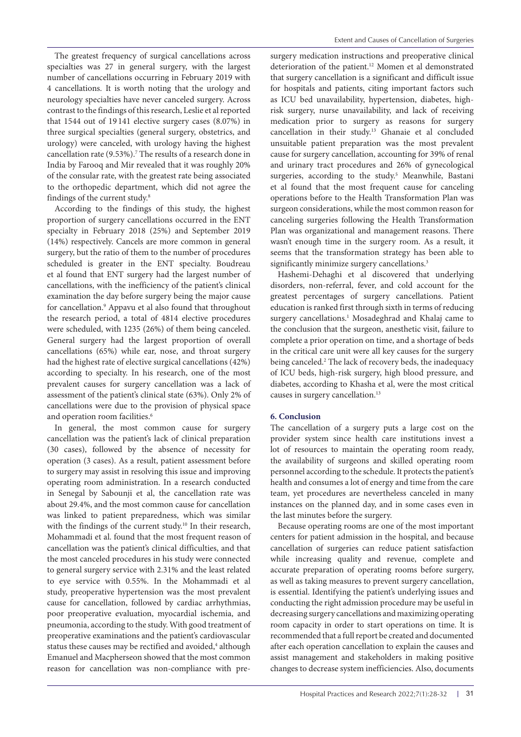The greatest frequency of surgical cancellations across specialties was 27 in general surgery, with the largest number of cancellations occurring in February 2019 with 4 cancellations. It is worth noting that the urology and neurology specialties have never canceled surgery. Across contrast to the findings of this research, Leslie et al reported that 1544 out of 19 141 elective surgery cases (8.07%) in three surgical specialties (general surgery, obstetrics, and urology) were canceled, with urology having the highest cancellation rate (9.53%).[7] The results of a research done in India by Farooq and Mir revealed that it was roughly 20% of the consular rate, with the greatest rate being associated to the orthopedic department, which did not agree the findings of the current study.[8]

According to the findings of this study, the highest proportion of surgery cancellations occurred in the ENT specialty in February 2018 (25%) and September 2019 (14%) respectively. Cancels are more common in general surgery, but the ratio of them to the number of procedures scheduled is greater in the ENT specialty. Boudreau et al found that ENT surgery had the largest number of cancellations, with the inefficiency of the patient's clinical examination the day before surgery being the major cause for cancellation.[9] Appavu et al also found that throughout the research period, a total of 4814 elective procedures were scheduled, with 1235 (26%) of them being canceled. General surgery had the largest proportion of overall cancellations (65%) while ear, nose, and throat surgery had the highest rate of elective surgical cancellations (42%) according to specialty. In his research, one of the most prevalent causes for surgery cancellation was a lack of assessment of the patient's clinical state (63%). Only 2% of cancellations were due to the provision of physical space and operation room facilities.[6]

In general, the most common cause for surgery cancellation was the patient's lack of clinical preparation (30 cases), followed by the absence of necessity for operation (3 cases). As a result, patient assessment before to surgery may assist in resolving this issue and improving operating room administration. In a research conducted in Senegal by Sabounji et al, the cancellation rate was about 29.4%, and the most common cause for cancellation was linked to patient preparedness, which was similar with the findings of the current study.[10] In their research, Mohammadi et al. found that the most frequent reason of cancellation was the patient's clinical difficulties, and that the most canceled procedures in his study were connected to general surgery service with 2.31% and the least related to eye service with 0.55%. In the Mohammadi et al study, preoperative hypertension was the most prevalent cause for cancellation, followed by cardiac arrhythmias, poor preoperative evaluation, myocardial ischemia, and pneumonia, according to the study. With good treatment of preoperative examinations and the patient's cardiovascular status these causes may be rectified and avoided,[4] although Emanuel and Macpherseon showed that the most common reason for cancellation was non-compliance with pre-surgery medication instructions and preoperative clinical deterioration of the patient.[12] Momen et al demonstrated that surgery cancellation is a significant and difficult issue for hospitals and patients, citing important factors such as ICU bed unavailability, hypertension, diabetes, high-risk surgery, nurse unavailability, and lack of receiving medication prior to surgery as reasons for surgery cancellation in their study.[13] Ghanaie et al concluded unsuitable patient preparation was the most prevalent cause for surgery cancellation, accounting for 39% of renal and urinary tract procedures and 26% of gynecological surgeries, according to the study.[5] Meanwhile, Bastani et al found that the most frequent cause for canceling operations before to the Health Transformation Plan was surgeon considerations, while the most common reason for canceling surgeries following the Health Transformation Plan was organizational and management reasons. There wasn't enough time in the surgery room. As a result, it seems that the transformation strategy has been able to significantly minimize surgery cancellations.[3]

Hashemi-Dehaghi et al discovered that underlying disorders, non-referral, fever, and cold account for the greatest percentages of surgery cancellations. Patient education is ranked first through sixth in terms of reducing surgery cancellations.[1] Mosadeghrad and Khalaj came to the conclusion that the surgeon, anesthetic visit, failure to complete a prior operation on time, and a shortage of beds in the critical care unit were all key causes for the surgery being canceled.[2] The lack of recovery beds, the inadequacy of ICU beds, high-risk surgery, high blood pressure, and diabetes, according to Khasha et al, were the most critical causes in surgery cancellation.[13]

## 6. Conclusion

The cancellation of a surgery puts a large cost on the provider system since health care institutions invest a lot of resources to maintain the operating room ready, the availability of surgeons and skilled operating room personnel according to the schedule. It protects the patient's health and consumes a lot of energy and time from the care team, yet procedures are nevertheless canceled in many instances on the planned day, and in some cases even in the last minutes before the surgery.

Because operating rooms are one of the most important centers for patient admission in the hospital, and because cancellation of surgeries can reduce patient satisfaction while increasing quality and revenue, complete and accurate preparation of operating rooms before surgery, as well as taking measures to prevent surgery cancellation, is essential. Identifying the patient's underlying issues and conducting the right admission procedure may be useful in decreasing surgery cancellations and maximizing operating room capacity in order to start operations on time. It is recommended that a full report be created and documented after each operation cancellation to explain the causes and assist management and stakeholders in making positive changes to decrease system inefficiencies. Also, documents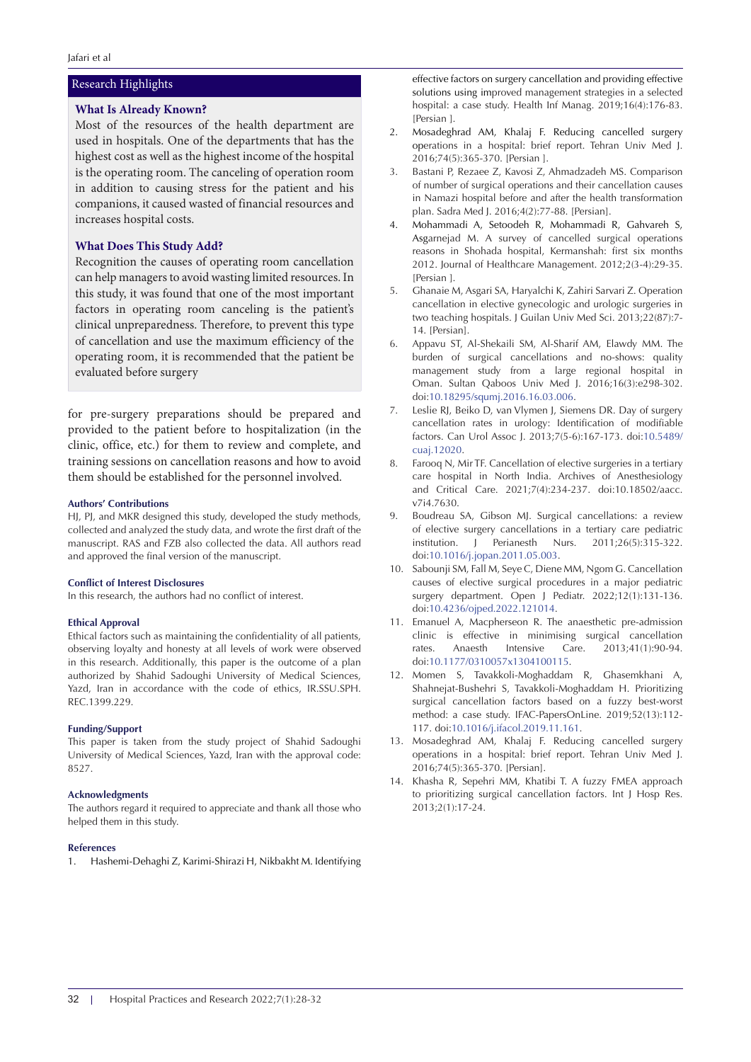## Research Highlights

### What Is Already Known?

Most of the resources of the health department are used in hospitals. One of the departments that has the highest cost as well as the highest income of the hospital is the operating room. The canceling of operation room in addition to causing stress for the patient and his companions, it caused wasted of financial resources and increases hospital costs.

### What Does This Study Add?

Recognition the causes of operating room cancellation can help managers to avoid wasting limited resources. In this study, it was found that one of the most important factors in operating room canceling is the patient's clinical unpreparedness. Therefore, to prevent this type of cancellation and use the maximum efficiency of the operating room, it is recommended that the patient be evaluated before surgery

for pre-surgery preparations should be prepared and provided to the patient before to hospitalization (in the clinic, office, etc.) for them to review and complete, and training sessions on cancellation reasons and how to avoid them should be established for the personnel involved.

#### Authors' Contributions

HJ, PJ, and MKR designed this study, developed the study methods, collected and analyzed the study data, and wrote the first draft of the manuscript. RAS and FZB also collected the data. All authors read and approved the final version of the manuscript.

#### Conflict of Interest Disclosures

In this research, the authors had no conflict of interest.

#### Ethical Approval

Ethical factors such as maintaining the confidentiality of all patients, observing loyalty and honesty at all levels of work were observed in this research. Additionally, this paper is the outcome of a plan authorized by Shahid Sadoughi University of Medical Sciences, Yazd, Iran in accordance with the code of ethics, IR.SSU.SPH.REC.1399.229.

#### Funding/Support

This paper is taken from the study project of Shahid Sadoughi University of Medical Sciences, Yazd, Iran with the approval code: 8527.

#### Acknowledgments

The authors regard it required to appreciate and thank all those who helped them in this study.

#### References

1. Hashemi-Dehaghi Z, Karimi-Shirazi H, Nikbakht M. Identifying effective factors on surgery cancellation and providing effective solutions using improved management strategies in a selected hospital: a case study. Health Inf Manag. 2019;16(4):176-83. [Persian ].
2. Mosadeghrad AM, Khalaj F. Reducing cancelled surgery operations in a hospital: brief report. Tehran Univ Med J. 2016;74(5):365-370. [Persian ].
3. Bastani P, Rezaee Z, Kavosi Z, Ahmadzadeh MS. Comparison of number of surgical operations and their cancellation causes in Namazi hospital before and after the health transformation plan. Sadra Med J. 2016;4(2):77-88. [Persian].
4. Mohammadi A, Setoodeh R, Mohammadi R, Gahvareh S, Asgarnejad M. A survey of cancelled surgical operations reasons in Shohada hospital, Kermanshah: first six months 2012. Journal of Healthcare Management. 2012;2(3-4):29-35. [Persian ].
5. Ghanaie M, Asgari SA, Haryalchi K, Zahiri Sarvari Z. Operation cancellation in elective gynecologic and urologic surgeries in two teaching hospitals. J Guilan Univ Med Sci. 2013;22(87):7-14. [Persian].
6. Appavu ST, Al-Shekaili SM, Al-Sharif AM, Elawdy MM. The burden of surgical cancellations and no-shows: quality management study from a large regional hospital in Oman. Sultan Qaboos Univ Med J. 2016;16(3):e298-302. doi:10.18295/squmj.2016.16.03.006.
7. Leslie RJ, Beiko D, van Vlymen J, Siemens DR. Day of surgery cancellation rates in urology: Identification of modifiable factors. Can Urol Assoc J. 2013;7(5-6):167-173. doi:10.5489/cuaj.12020.
8. Farooq N, Mir TF. Cancellation of elective surgeries in a tertiary care hospital in North India. Archives of Anesthesiology and Critical Care. 2021;7(4):234-237. doi:10.18502/aacc.v7i4.7630.
9. Boudreau SA, Gibson MJ. Surgical cancellations: a review of elective surgery cancellations in a tertiary care pediatric institution. J Perianesth Nurs. 2011;26(5):315-322. doi:10.1016/j.jopan.2011.05.003.
10. Sabounji SM, Fall M, Seye C, Diene MM, Ngom G. Cancellation causes of elective surgical procedures in a major pediatric surgery department. Open J Pediatr. 2022;12(1):131-136. doi:10.4236/ojped.2022.121014.
11. Emanuel A, Macpherseon R. The anaesthetic pre-admission clinic is effective in minimising surgical cancellation rates. Anaesth Intensive Care. 2013;41(1):90-94. doi:10.1177/0310057x1304100115.
12. Momen S, Tavakkoli-Moghaddam R, Ghasemkhani A, Shahnejat-Bushehri S, Tavakkoli-Moghaddam H. Prioritizing surgical cancellation factors based on a fuzzy best-worst method: a case study. IFAC-PapersOnLine. 2019;52(13):112-117. doi:10.1016/j.ifacol.2019.11.161.
13. Mosadeghrad AM, Khalaj F. Reducing cancelled surgery operations in a hospital: brief report. Tehran Univ Med J. 2016;74(5):365-370. [Persian].
14. Khasha R, Sepehri MM, Khatibi T. A fuzzy FMEA approach to prioritizing surgical cancellation factors. Int J Hosp Res. 2013;2(1):17-24.